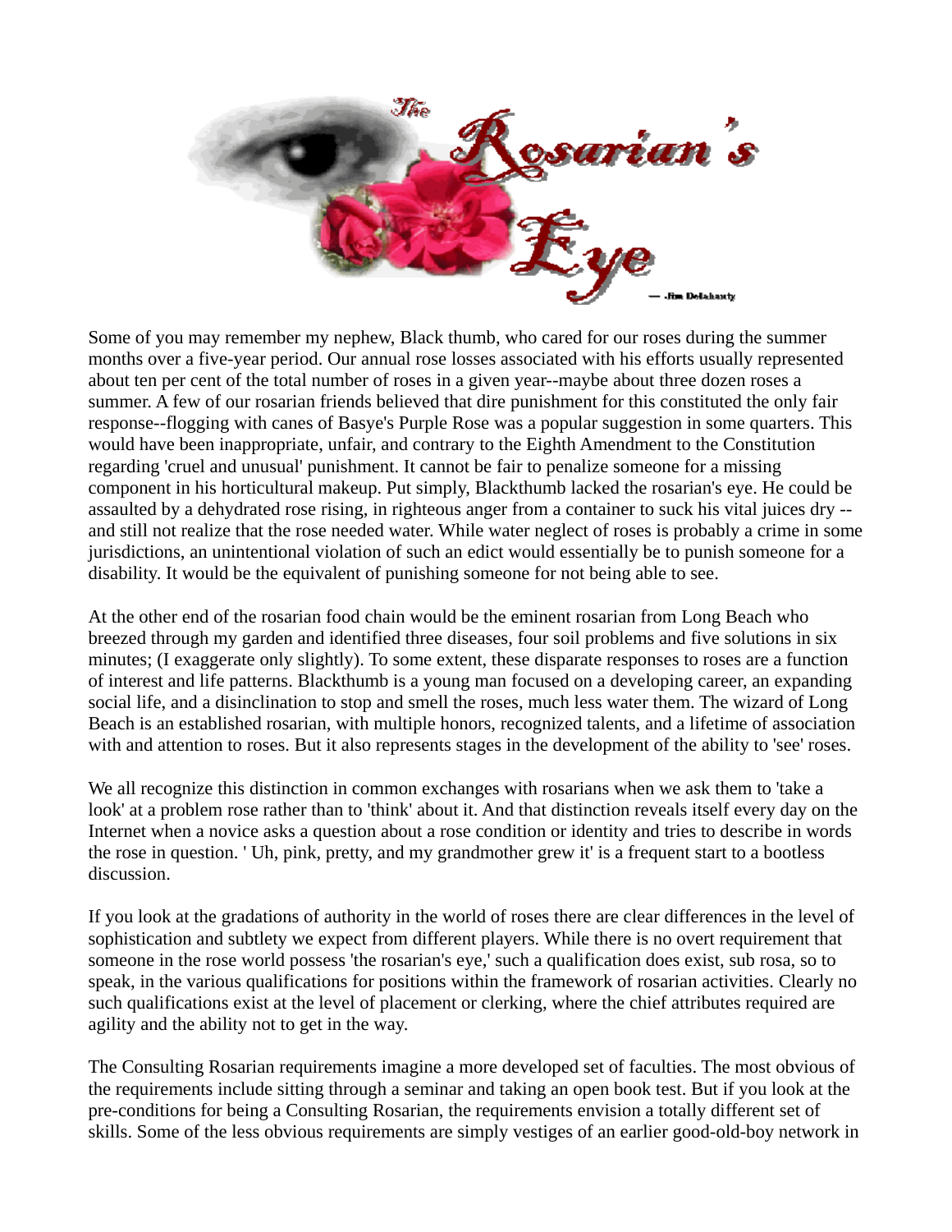# The Rosarian's Eye

— Jim Delahanty

Some of you may remember my nephew, Black thumb, who cared for our roses during the summer months over a five-year period. Our annual rose losses associated with his efforts usually represented about ten per cent of the total number of roses in a given year--maybe about three dozen roses a summer. A few of our rosarian friends believed that dire punishment for this constituted the only fair response--flogging with canes of Basye's Purple Rose was a popular suggestion in some quarters. This would have been inappropriate, unfair, and contrary to the Eighth Amendment to the Constitution regarding 'cruel and unusual' punishment. It cannot be fair to penalize someone for a missing component in his horticultural makeup. Put simply, Blackthumb lacked the rosarian's eye. He could be assaulted by a dehydrated rose rising, in righteous anger from a container to suck his vital juices dry -- and still not realize that the rose needed water. While water neglect of roses is probably a crime in some jurisdictions, an unintentional violation of such an edict would essentially be to punish someone for a disability. It would be the equivalent of punishing someone for not being able to see.

At the other end of the rosarian food chain would be the eminent rosarian from Long Beach who breezed through my garden and identified three diseases, four soil problems and five solutions in six minutes; (I exaggerate only slightly). To some extent, these disparate responses to roses are a function of interest and life patterns. Blackthumb is a young man focused on a developing career, an expanding social life, and a disinclination to stop and smell the roses, much less water them. The wizard of Long Beach is an established rosarian, with multiple honors, recognized talents, and a lifetime of association with and attention to roses. But it also represents stages in the development of the ability to 'see' roses.

We all recognize this distinction in common exchanges with rosarians when we ask them to 'take a look' at a problem rose rather than to 'think' about it. And that distinction reveals itself every day on the Internet when a novice asks a question about a rose condition or identity and tries to describe in words the rose in question. ' Uh, pink, pretty, and my grandmother grew it' is a frequent start to a bootless discussion.

If you look at the gradations of authority in the world of roses there are clear differences in the level of sophistication and subtlety we expect from different players. While there is no overt requirement that someone in the rose world possess 'the rosarian's eye,' such a qualification does exist, sub rosa, so to speak, in the various qualifications for positions within the framework of rosarian activities. Clearly no such qualifications exist at the level of placement or clerking, where the chief attributes required are agility and the ability not to get in the way.

The Consulting Rosarian requirements imagine a more developed set of faculties. The most obvious of the requirements include sitting through a seminar and taking an open book test. But if you look at the pre-conditions for being a Consulting Rosarian, the requirements envision a totally different set of skills. Some of the less obvious requirements are simply vestiges of an earlier good-old-boy network in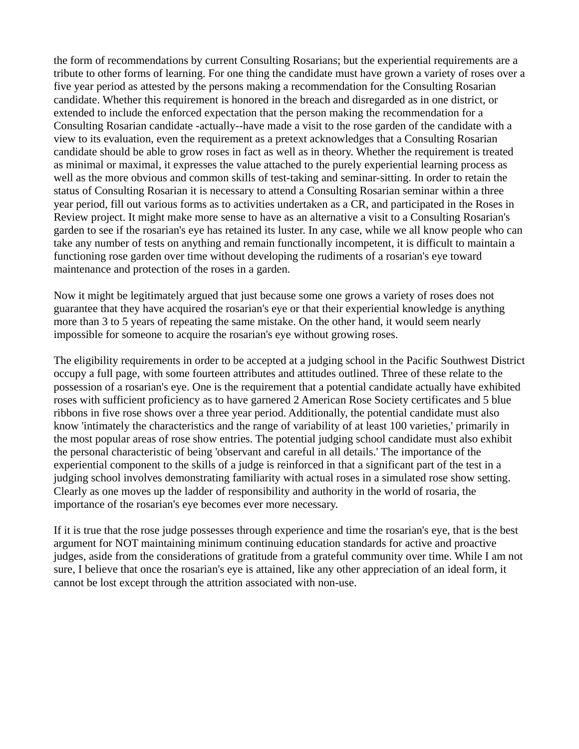the form of recommendations by current Consulting Rosarians; but the experiential requirements are a tribute to other forms of learning. For one thing the candidate must have grown a variety of roses over a five year period as attested by the persons making a recommendation for the Consulting Rosarian candidate. Whether this requirement is honored in the breach and disregarded as in one district, or extended to include the enforced expectation that the person making the recommendation for a Consulting Rosarian candidate -actually--have made a visit to the rose garden of the candidate with a view to its evaluation, even the requirement as a pretext acknowledges that a Consulting Rosarian candidate should be able to grow roses in fact as well as in theory. Whether the requirement is treated as minimal or maximal, it expresses the value attached to the purely experiential learning process as well as the more obvious and common skills of test-taking and seminar-sitting. In order to retain the status of Consulting Rosarian it is necessary to attend a Consulting Rosarian seminar within a three year period, fill out various forms as to activities undertaken as a CR, and participated in the Roses in Review project. It might make more sense to have as an alternative a visit to a Consulting Rosarian's garden to see if the rosarian's eye has retained its luster. In any case, while we all know people who can take any number of tests on anything and remain functionally incompetent, it is difficult to maintain a functioning rose garden over time without developing the rudiments of a rosarian's eye toward maintenance and protection of the roses in a garden.

Now it might be legitimately argued that just because some one grows a variety of roses does not guarantee that they have acquired the rosarian's eye or that their experiential knowledge is anything more than 3 to 5 years of repeating the same mistake. On the other hand, it would seem nearly impossible for someone to acquire the rosarian's eye without growing roses.

The eligibility requirements in order to be accepted at a judging school in the Pacific Southwest District occupy a full page, with some fourteen attributes and attitudes outlined. Three of these relate to the possession of a rosarian's eye. One is the requirement that a potential candidate actually have exhibited roses with sufficient proficiency as to have garnered 2 American Rose Society certificates and 5 blue ribbons in five rose shows over a three year period. Additionally, the potential candidate must also know 'intimately the characteristics and the range of variability of at least 100 varieties,' primarily in the most popular areas of rose show entries. The potential judging school candidate must also exhibit the personal characteristic of being 'observant and careful in all details.' The importance of the experiential component to the skills of a judge is reinforced in that a significant part of the test in a judging school involves demonstrating familiarity with actual roses in a simulated rose show setting. Clearly as one moves up the ladder of responsibility and authority in the world of rosaria, the importance of the rosarian's eye becomes ever more necessary.

If it is true that the rose judge possesses through experience and time the rosarian's eye, that is the best argument for NOT maintaining minimum continuing education standards for active and proactive judges, aside from the considerations of gratitude from a grateful community over time. While I am not sure, I believe that once the rosarian's eye is attained, like any other appreciation of an ideal form, it cannot be lost except through the attrition associated with non-use.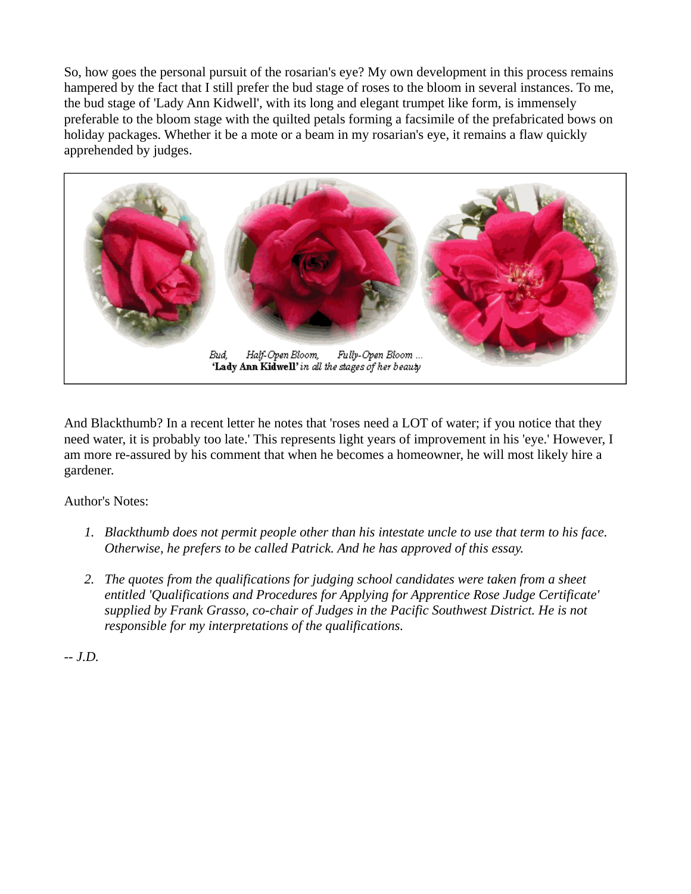So, how goes the personal pursuit of the rosarian's eye? My own development in this process remains hampered by the fact that I still prefer the bud stage of roses to the bloom in several instances. To me, the bud stage of 'Lady Ann Kidwell', with its long and elegant trumpet like form, is immensely preferable to the bloom stage with the quilted petals forming a facsimile of the prefabricated bows on holiday packages. Whether it be a mote or a beam in my rosarian's eye, it remains a flaw quickly apprehended by judges.

*Bud, Half-Open Bloom, Fully-Open Bloom ...*
**'Lady Ann Kidwell'** *in all the stages of her beauty*

And Blackthumb? In a recent letter he notes that 'roses need a LOT of water; if you notice that they need water, it is probably too late.' This represents light years of improvement in his 'eye.' However, I am more re-assured by his comment that when he becomes a homeowner, he will most likely hire a gardener.

Author's Notes:

1. *Blackthumb does not permit people other than his intestate uncle to use that term to his face. Otherwise, he prefers to be called Patrick. And he has approved of this essay.*

2. *The quotes from the qualifications for judging school candidates were taken from a sheet entitled 'Qualifications and Procedures for Applying for Apprentice Rose Judge Certificate' supplied by Frank Grasso, co-chair of Judges in the Pacific Southwest District. He is not responsible for my interpretations of the qualifications.*

-- *J.D.*